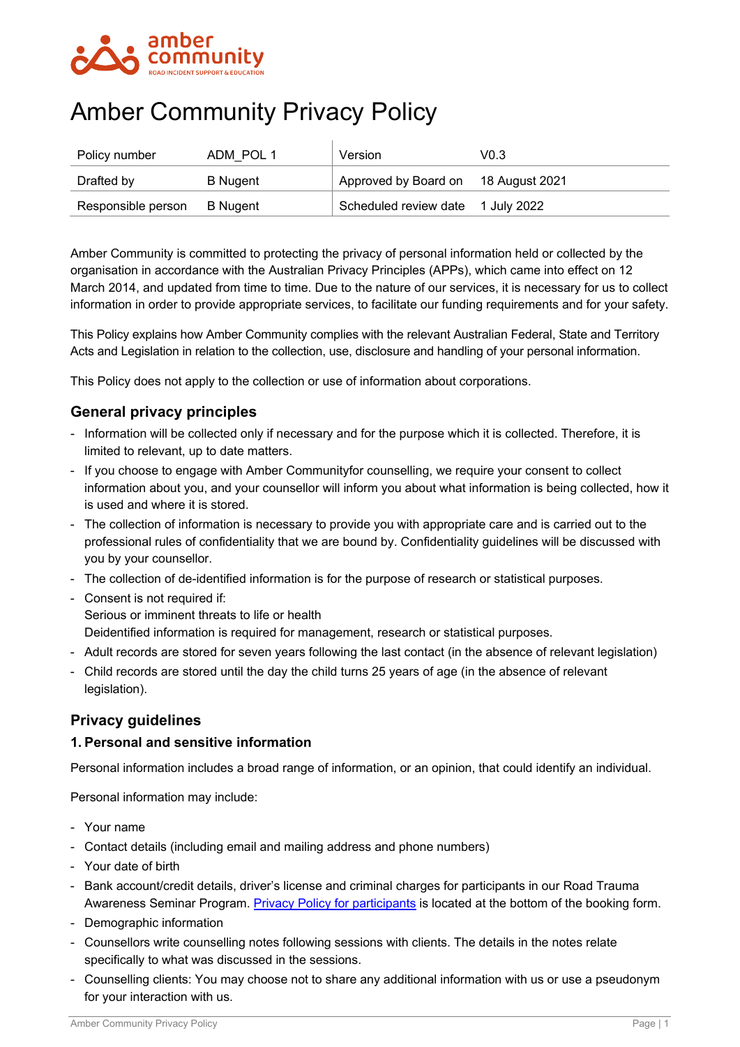# Amber Community Privacy Policy

| Policy number | ADM_POL 1 | Version | V0.3 |
|---|---|---|---|
| Drafted by | B Nugent | Approved by Board on | 18 August 2021 |
| Responsible person | B Nugent | Scheduled review date | 1 July 2022 |

Amber Community is committed to protecting the privacy of personal information held or collected by the organisation in accordance with the Australian Privacy Principles (APPs), which came into effect on 12 March 2014, and updated from time to time. Due to the nature of our services, it is necessary for us to collect information in order to provide appropriate services, to facilitate our funding requirements and for your safety.

This Policy explains how Amber Community complies with the relevant Australian Federal, State and Territory Acts and Legislation in relation to the collection, use, disclosure and handling of your personal information.

This Policy does not apply to the collection or use of information about corporations.

## General privacy principles

- Information will be collected only if necessary and for the purpose which it is collected. Therefore, it is limited to relevant, up to date matters.
- If you choose to engage with Amber Communityfor counselling, we require your consent to collect information about you, and your counsellor will inform you about what information is being collected, how it is used and where it is stored.
- The collection of information is necessary to provide you with appropriate care and is carried out to the professional rules of confidentiality that we are bound by. Confidentiality guidelines will be discussed with you by your counsellor.
- The collection of de-identified information is for the purpose of research or statistical purposes.
- Consent is not required if:
  Serious or imminent threats to life or health
  Deidentified information is required for management, research or statistical purposes.
- Adult records are stored for seven years following the last contact (in the absence of relevant legislation)
- Child records are stored until the day the child turns 25 years of age (in the absence of relevant legislation).

## Privacy guidelines

### 1. Personal and sensitive information

Personal information includes a broad range of information, or an opinion, that could identify an individual.

Personal information may include:

- Your name
- Contact details (including email and mailing address and phone numbers)
- Your date of birth
- Bank account/credit details, driver's license and criminal charges for participants in our Road Trauma Awareness Seminar Program. Privacy Policy for participants is located at the bottom of the booking form.
- Demographic information
- Counsellors write counselling notes following sessions with clients. The details in the notes relate specifically to what was discussed in the sessions.
- Counselling clients: You may choose not to share any additional information with us or use a pseudonym for your interaction with us.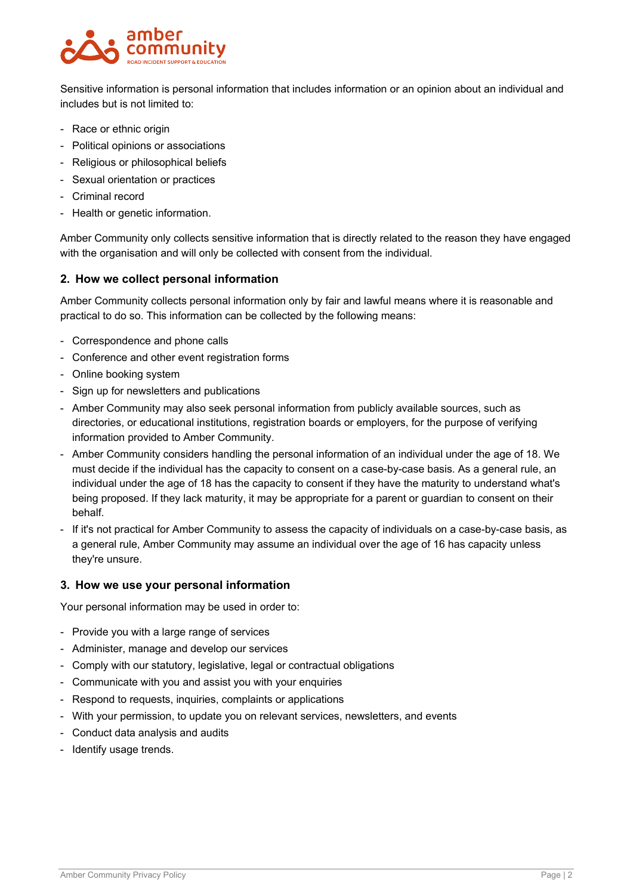Sensitive information is personal information that includes information or an opinion about an individual and includes but is not limited to:

- Race or ethnic origin
- Political opinions or associations
- Religious or philosophical beliefs
- Sexual orientation or practices
- Criminal record
- Health or genetic information.

Amber Community only collects sensitive information that is directly related to the reason they have engaged with the organisation and will only be collected with consent from the individual.

## 2. How we collect personal information

Amber Community collects personal information only by fair and lawful means where it is reasonable and practical to do so. This information can be collected by the following means:

- Correspondence and phone calls
- Conference and other event registration forms
- Online booking system
- Sign up for newsletters and publications
- Amber Community may also seek personal information from publicly available sources, such as directories, or educational institutions, registration boards or employers, for the purpose of verifying information provided to Amber Community.
- Amber Community considers handling the personal information of an individual under the age of 18. We must decide if the individual has the capacity to consent on a case-by-case basis. As a general rule, an individual under the age of 18 has the capacity to consent if they have the maturity to understand what's being proposed. If they lack maturity, it may be appropriate for a parent or guardian to consent on their behalf.
- If it's not practical for Amber Community to assess the capacity of individuals on a case-by-case basis, as a general rule, Amber Community may assume an individual over the age of 16 has capacity unless they're unsure.

## 3. How we use your personal information

Your personal information may be used in order to:

- Provide you with a large range of services
- Administer, manage and develop our services
- Comply with our statutory, legislative, legal or contractual obligations
- Communicate with you and assist you with your enquiries
- Respond to requests, inquiries, complaints or applications
- With your permission, to update you on relevant services, newsletters, and events
- Conduct data analysis and audits
- Identify usage trends.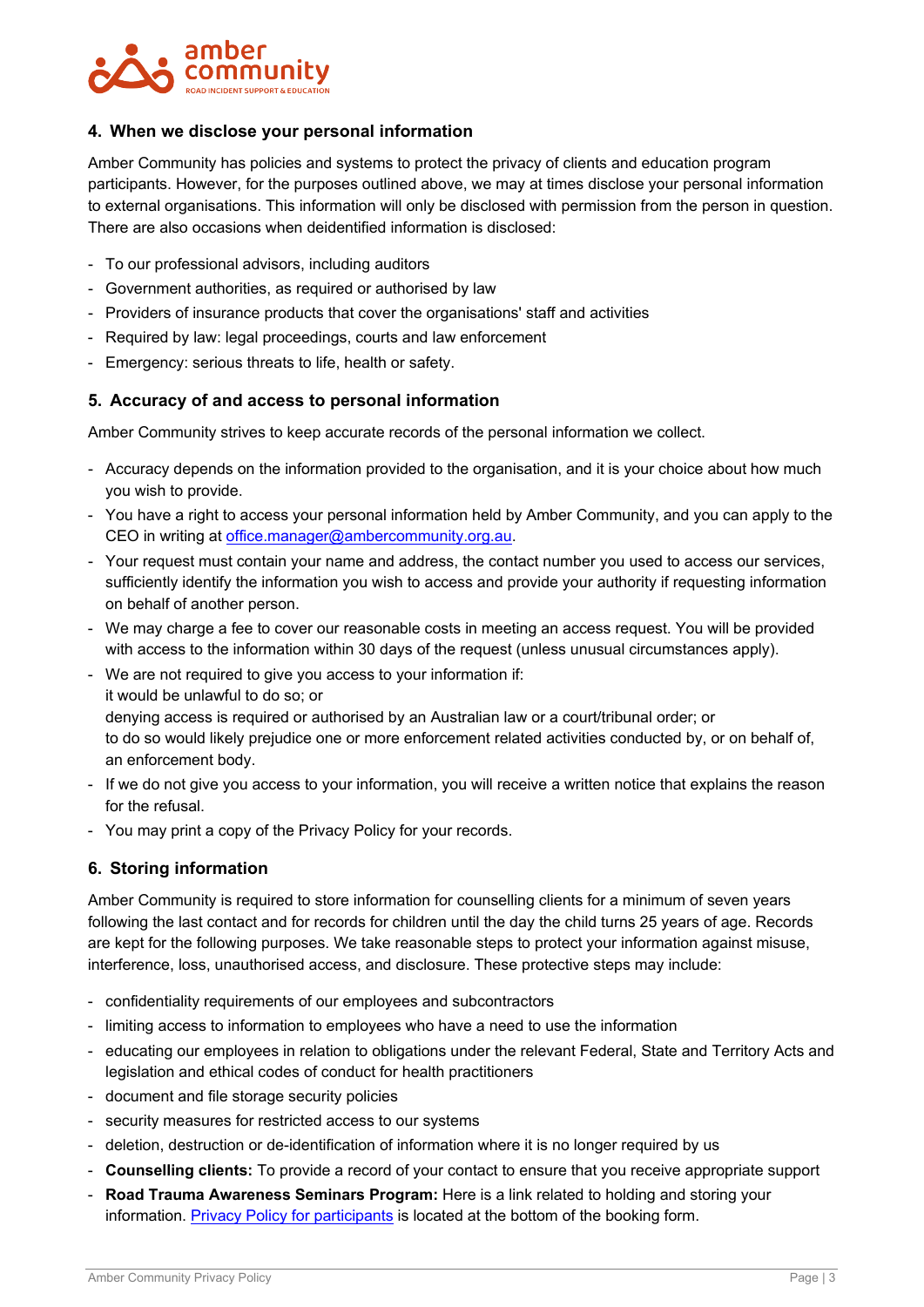## 4. When we disclose your personal information

Amber Community has policies and systems to protect the privacy of clients and education program participants. However, for the purposes outlined above, we may at times disclose your personal information to external organisations. This information will only be disclosed with permission from the person in question. There are also occasions when deidentified information is disclosed:

- To our professional advisors, including auditors
- Government authorities, as required or authorised by law
- Providers of insurance products that cover the organisations' staff and activities
- Required by law: legal proceedings, courts and law enforcement
- Emergency: serious threats to life, health or safety.

## 5. Accuracy of and access to personal information

Amber Community strives to keep accurate records of the personal information we collect.

- Accuracy depends on the information provided to the organisation, and it is your choice about how much you wish to provide.
- You have a right to access your personal information held by Amber Community, and you can apply to the CEO in writing at [office.manager@ambercommunity.org.au](mailto:office.manager@ambercommunity.org.au).
- Your request must contain your name and address, the contact number you used to access our services, sufficiently identify the information you wish to access and provide your authority if requesting information on behalf of another person.
- We may charge a fee to cover our reasonable costs in meeting an access request. You will be provided with access to the information within 30 days of the request (unless unusual circumstances apply).
- We are not required to give you access to your information if:
  it would be unlawful to do so; or
  denying access is required or authorised by an Australian law or a court/tribunal order; or
  to do so would likely prejudice one or more enforcement related activities conducted by, or on behalf of, an enforcement body.
- If we do not give you access to your information, you will receive a written notice that explains the reason for the refusal.
- You may print a copy of the Privacy Policy for your records.

## 6. Storing information

Amber Community is required to store information for counselling clients for a minimum of seven years following the last contact and for records for children until the day the child turns 25 years of age. Records are kept for the following purposes. We take reasonable steps to protect your information against misuse, interference, loss, unauthorised access, and disclosure. These protective steps may include:

- confidentiality requirements of our employees and subcontractors
- limiting access to information to employees who have a need to use the information
- educating our employees in relation to obligations under the relevant Federal, State and Territory Acts and legislation and ethical codes of conduct for health practitioners
- document and file storage security policies
- security measures for restricted access to our systems
- deletion, destruction or de-identification of information where it is no longer required by us
- **Counselling clients:** To provide a record of your contact to ensure that you receive appropriate support
- **Road Trauma Awareness Seminars Program:** Here is a link related to holding and storing your information. Privacy Policy for participants is located at the bottom of the booking form.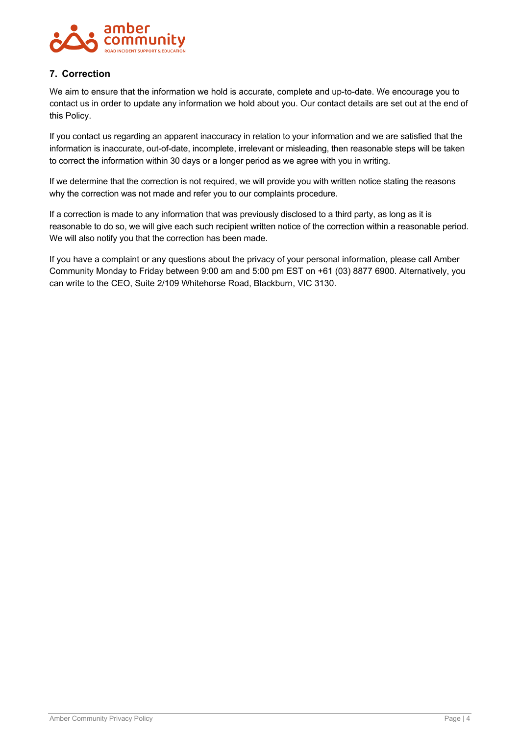## 7. Correction

We aim to ensure that the information we hold is accurate, complete and up-to-date. We encourage you to contact us in order to update any information we hold about you. Our contact details are set out at the end of this Policy.

If you contact us regarding an apparent inaccuracy in relation to your information and we are satisfied that the information is inaccurate, out-of-date, incomplete, irrelevant or misleading, then reasonable steps will be taken to correct the information within 30 days or a longer period as we agree with you in writing.

If we determine that the correction is not required, we will provide you with written notice stating the reasons why the correction was not made and refer you to our complaints procedure.

If a correction is made to any information that was previously disclosed to a third party, as long as it is reasonable to do so, we will give each such recipient written notice of the correction within a reasonable period. We will also notify you that the correction has been made.

If you have a complaint or any questions about the privacy of your personal information, please call Amber Community Monday to Friday between 9:00 am and 5:00 pm EST on +61 (03) 8877 6900. Alternatively, you can write to the CEO, Suite 2/109 Whitehorse Road, Blackburn, VIC 3130.